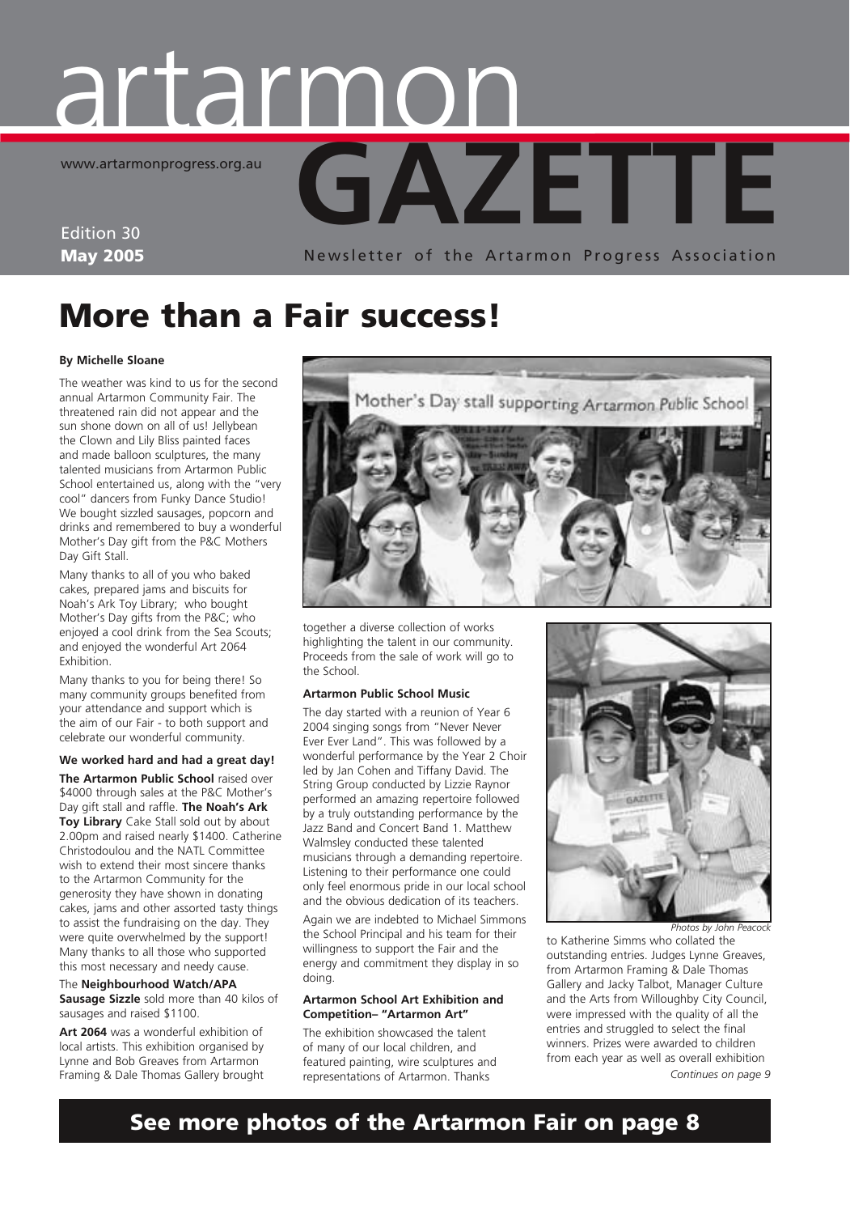# artarmon GAZETTE

www.artarmonprogress.org.au

Edition 30
**May 2005**

Newsletter of the Artarmon Progress Association

# More than a Fair success!

**By Michelle Sloane**

The weather was kind to us for the second annual Artarmon Community Fair. The threatened rain did not appear and the sun shone down on all of us! Jellybean the Clown and Lily Bliss painted faces and made balloon sculptures, the many talented musicians from Artarmon Public School entertained us, along with the "very cool" dancers from Funky Dance Studio! We bought sizzled sausages, popcorn and drinks and remembered to buy a wonderful Mother's Day gift from the P&C Mothers Day Gift Stall.

Many thanks to all of you who baked cakes, prepared jams and biscuits for Noah's Ark Toy Library; who bought Mother's Day gifts from the P&C; who enjoyed a cool drink from the Sea Scouts; and enjoyed the wonderful Art 2064 Exhibition.

Many thanks to you for being there! So many community groups benefited from your attendance and support which is the aim of our Fair - to both support and celebrate our wonderful community.

### We worked hard and had a great day!

**The Artarmon Public School** raised over $4000 through sales at the P&C Mother's Day gift stall and raffle. **The Noah's Ark Toy Library** Cake Stall sold out by about 2.00pm and raised nearly $1400. Catherine Christodoulou and the NATL Committee wish to extend their most sincere thanks to the Artarmon Community for the generosity they have shown in donating cakes, jams and other assorted tasty things to assist the fundraising on the day. They were quite overwhelmed by the support! Many thanks to all those who supported this most necessary and needy cause.

The **Neighbourhood Watch/APA Sausage Sizzle** sold more than 40 kilos of sausages and raised $1100.

**Art 2064** was a wonderful exhibition of local artists. This exhibition organised by Lynne and Bob Greaves from Artarmon Framing & Dale Thomas Gallery brought together a diverse collection of works highlighting the talent in our community. Proceeds from the sale of work will go to the School.

### Artarmon Public School Music

The day started with a reunion of Year 6 2004 singing songs from "Never Never Ever Ever Land". This was followed by a wonderful performance by the Year 2 Choir led by Jan Cohen and Tiffany David. The String Group conducted by Lizzie Raynor performed an amazing repertoire followed by a truly outstanding performance by the Jazz Band and Concert Band 1. Matthew Walmsley conducted these talented musicians through a demanding repertoire. Listening to their performance one could only feel enormous pride in our local school and the obvious dedication of its teachers.

Again we are indebted to Michael Simmons the School Principal and his team for their willingness to support the Fair and the energy and commitment they display in so doing.

### Artarmon School Art Exhibition and Competition– "Artarmon Art"

The exhibition showcased the talent of many of our local children, and featured painting, wire sculptures and representations of Artarmon. Thanks to Katherine Simms who collated the outstanding entries. Judges Lynne Greaves, from Artarmon Framing & Dale Thomas Gallery and Jacky Talbot, Manager Culture and the Arts from Willoughby City Council, were impressed with the quality of all the entries and struggled to select the final winners. Prizes were awarded to children from each year as well as overall exhibition

*Continues on page 9*

*Photos by John Peacock*

## See more photos of the Artarmon Fair on page 8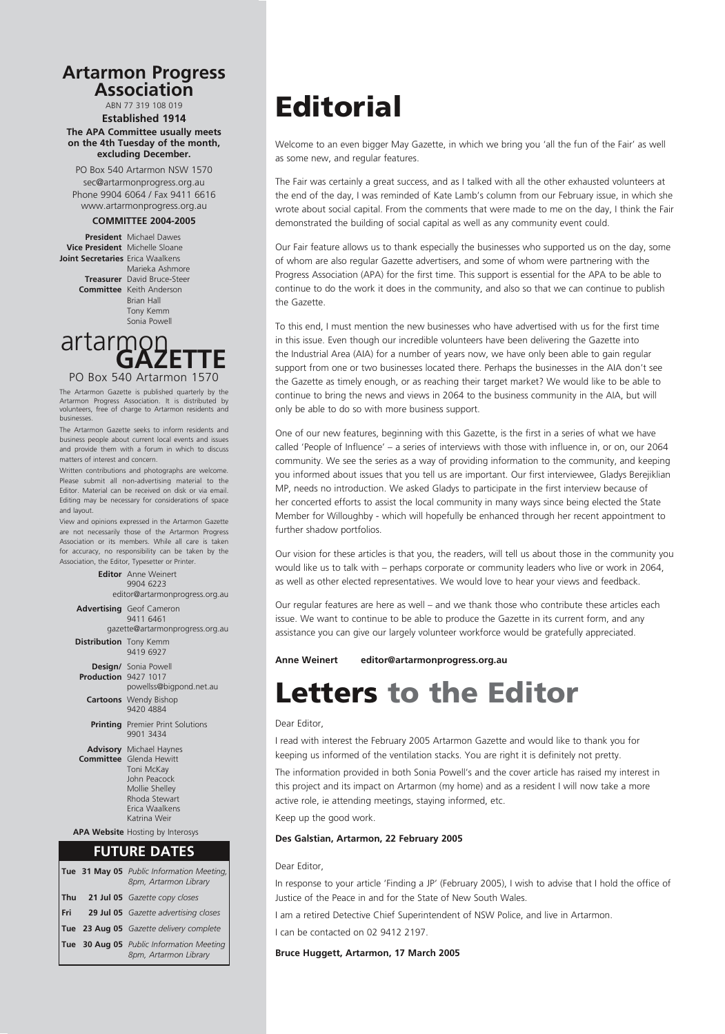## Artarmon Progress Association

ABN 77 319 108 019

**Established 1914**

**The APA Committee usually meets on the 4th Tuesday of the month, excluding December.**

PO Box 540 Artarmon NSW 1570
sec@artarmonprogress.org.au
Phone 9904 6064 / Fax 9411 6616
www.artarmonprogress.org.au

**COMMITTEE 2004-2005**

**President** Michael Dawes
**Vice President** Michelle Sloane
**Joint Secretaries** Erica Waalkens, Marieka Ashmore
**Treasurer** David Bruce-Steer
**Committee** Keith Anderson, Brian Hall, Tony Kemm, Sonia Powell

## artarmon GAZETTE

PO Box 540 Artarmon 1570

The Artarmon Gazette is published quarterly by the Artarmon Progress Association. It is distributed by volunteers, free of charge to Artarmon residents and businesses.

The Artarmon Gazette seeks to inform residents and business people about current local events and issues and provide them with a forum in which to discuss matters of interest and concern.

Written contributions and photographs are welcome. Please submit all non-advertising material to the Editor. Material can be received on disk or via email. Editing may be necessary for considerations of space and layout.

View and opinions expressed in the Artarmon Gazette are not necessarily those of the Artarmon Progress Association or its members. While all care is taken for accuracy, no responsibility can be taken by the Association, the Editor, Typesetter or Printer.

**Editor** Anne Weinert, 9904 6223, editor@artarmonprogress.org.au

**Advertising** Geof Cameron, 9411 6461, gazette@artarmonprogress.org.au

**Distribution** Tony Kemm, 9419 6927

**Design/Production** Sonia Powell, 9427 1017, powellss@bigpond.net.au

**Cartoons** Wendy Bishop, 9420 4884

**Printing** Premier Print Solutions, 9901 3434

**Advisory Committee** Michael Haynes, Glenda Hewitt, Toni McKay, John Peacock, Mollie Shelley, Rhoda Stewart, Erica Waalkens, Katrina Weir

**APA Website** Hosting by Interosys

### FUTURE DATES

| | | |
|---|---|---|
| Tue | 31 May 05 | *Public Information Meeting, 8pm, Artarmon Library* |
| Thu | 21 Jul 05 | *Gazette copy closes* |
| Fri | 29 Jul 05 | *Gazette advertising closes* |
| Tue | 23 Aug 05 | *Gazette delivery complete* |
| Tue | 30 Aug 05 | *Public Information Meeting 8pm, Artarmon Library* |

# Editorial

Welcome to an even bigger May Gazette, in which we bring you 'all the fun of the Fair' as well as some new, and regular features.

The Fair was certainly a great success, and as I talked with all the other exhausted volunteers at the end of the day, I was reminded of Kate Lamb's column from our February issue, in which she wrote about social capital. From the comments that were made to me on the day, I think the Fair demonstrated the building of social capital as well as any community event could.

Our Fair feature allows us to thank especially the businesses who supported us on the day, some of whom are also regular Gazette advertisers, and some of whom were partnering with the Progress Association (APA) for the first time. This support is essential for the APA to be able to continue to do the work it does in the community, and also so that we can continue to publish the Gazette.

To this end, I must mention the new businesses who have advertised with us for the first time in this issue. Even though our incredible volunteers have been delivering the Gazette into the Industrial Area (AIA) for a number of years now, we have only been able to gain regular support from one or two businesses located there. Perhaps the businesses in the AIA don't see the Gazette as timely enough, or as reaching their target market? We would like to be able to continue to bring the news and views in 2064 to the business community in the AIA, but will only be able to do so with more business support.

One of our new features, beginning with this Gazette, is the first in a series of what we have called 'People of Influence' – a series of interviews with those with influence in, or on, our 2064 community. We see the series as a way of providing information to the community, and keeping you informed about issues that you tell us are important. Our first interviewee, Gladys Berejiklian MP, needs no introduction. We asked Gladys to participate in the first interview because of her concerted efforts to assist the local community in many ways since being elected the State Member for Willoughby - which will hopefully be enhanced through her recent appointment to further shadow portfolios.

Our vision for these articles is that you, the readers, will tell us about those in the community you would like us to talk with – perhaps corporate or community leaders who live or work in 2064, as well as other elected representatives. We would love to hear your views and feedback.

Our regular features are here as well – and we thank those who contribute these articles each issue. We want to continue to be able to produce the Gazette in its current form, and any assistance you can give our largely volunteer workforce would be gratefully appreciated.

**Anne Weinert editor@artarmonprogress.org.au**

# Letters to the Editor

Dear Editor,

I read with interest the February 2005 Artarmon Gazette and would like to thank you for keeping us informed of the ventilation stacks. You are right it is definitely not pretty.

The information provided in both Sonia Powell's and the cover article has raised my interest in this project and its impact on Artarmon (my home) and as a resident I will now take a more active role, ie attending meetings, staying informed, etc.

Keep up the good work.

**Des Galstian, Artarmon, 22 February 2005**

Dear Editor,

In response to your article 'Finding a JP' (February 2005), I wish to advise that I hold the office of Justice of the Peace in and for the State of New South Wales.

I am a retired Detective Chief Superintendent of NSW Police, and live in Artarmon.

I can be contacted on 02 9412 2197.

**Bruce Huggett, Artarmon, 17 March 2005**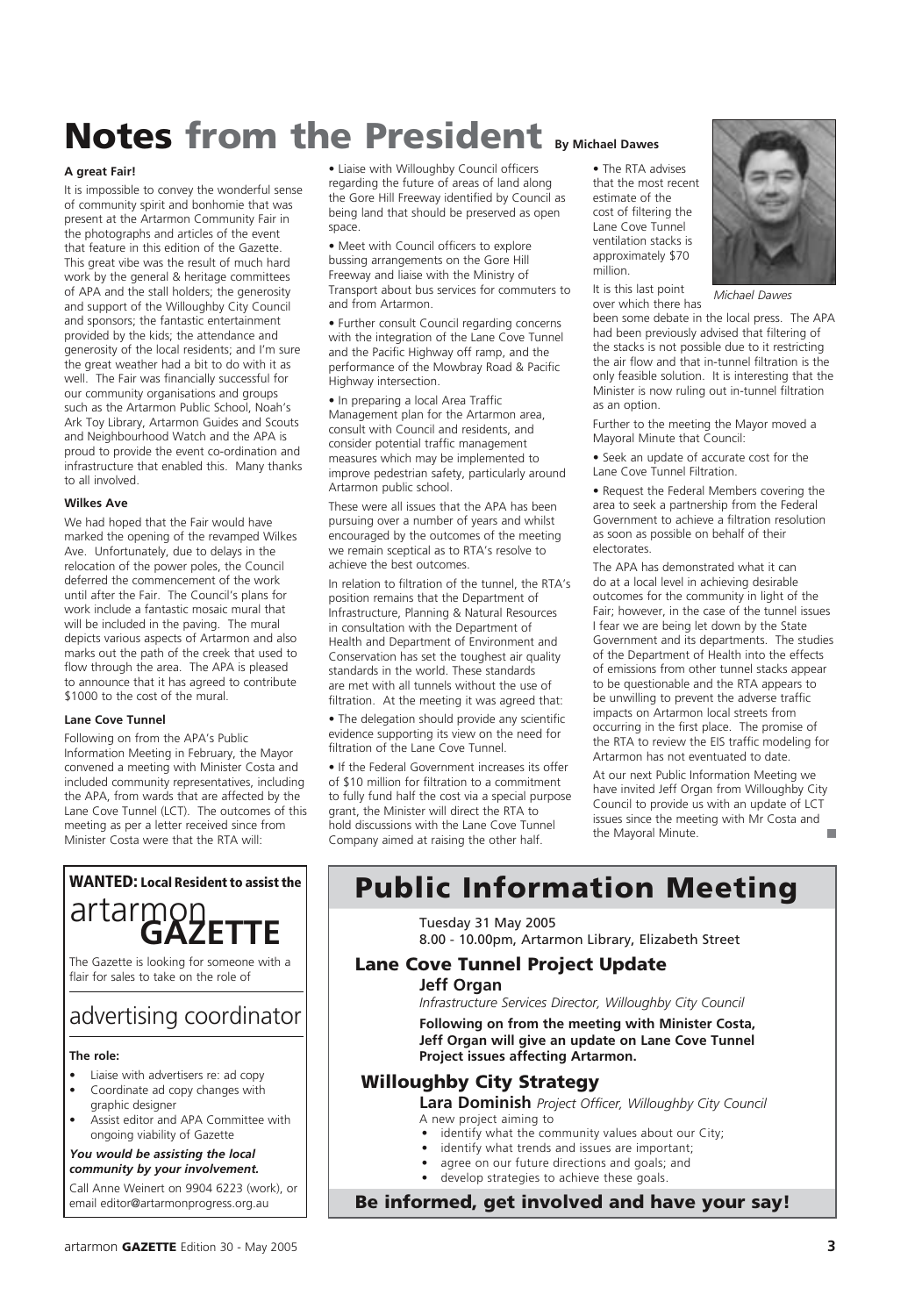# Notes from the President

By Michael Dawes

### A great Fair!

It is impossible to convey the wonderful sense of community spirit and bonhomie that was present at the Artarmon Community Fair in the photographs and articles of the event that feature in this edition of the Gazette. This great vibe was the result of much hard work by the general & heritage committees of APA and the stall holders; the generosity and support of the Willoughby City Council and sponsors; the fantastic entertainment provided by the kids; the attendance and generosity of the local residents; and I'm sure the great weather had a bit to do with it as well. The Fair was financially successful for our community organisations and groups such as the Artarmon Public School, Noah's Ark Toy Library, Artarmon Guides and Scouts and Neighbourhood Watch and the APA is proud to provide the event co-ordination and infrastructure that enabled this. Many thanks to all involved.

### Wilkes Ave

We had hoped that the Fair would have marked the opening of the revamped Wilkes Ave. Unfortunately, due to delays in the relocation of the power poles, the Council deferred the commencement of the work until after the Fair. The Council's plans for work include a fantastic mosaic mural that will be included in the paving. The mural depicts various aspects of Artarmon and also marks out the path of the creek that used to flow through the area. The APA is pleased to announce that it has agreed to contribute $1000 to the cost of the mural.

### Lane Cove Tunnel

Following on from the APA's Public Information Meeting in February, the Mayor convened a meeting with Minister Costa and included community representatives, including the APA, from wards that are affected by the Lane Cove Tunnel (LCT). The outcomes of this meeting as per a letter received since from Minister Costa were that the RTA will:

- Liaise with Willoughby Council officers regarding the future of areas of land along the Gore Hill Freeway identified by Council as being land that should be preserved as open space.
- Meet with Council officers to explore bussing arrangements on the Gore Hill Freeway and liaise with the Ministry of Transport about bus services for commuters to and from Artarmon.
- Further consult Council regarding concerns with the integration of the Lane Cove Tunnel and the Pacific Highway off ramp, and the performance of the Mowbray Road & Pacific Highway intersection.
- In preparing a local Area Traffic Management plan for the Artarmon area, consult with Council and residents, and consider potential traffic management measures which may be implemented to improve pedestrian safety, particularly around Artarmon public school.

These were all issues that the APA has been pursuing over a number of years and whilst encouraged by the outcomes of the meeting we remain sceptical as to RTA's resolve to achieve the best outcomes.

In relation to filtration of the tunnel, the RTA's position remains that the Department of Infrastructure, Planning & Natural Resources in consultation with the Department of Health and Department of Environment and Conservation has set the toughest air quality standards in the world. These standards are met with all tunnels without the use of filtration. At the meeting it was agreed that:

- The delegation should provide any scientific evidence supporting its view on the need for filtration of the Lane Cove Tunnel.
- If the Federal Government increases its offer of $10 million for filtration to a commitment to fully fund half the cost via a special purpose grant, the Minister will direct the RTA to hold discussions with the Lane Cove Tunnel Company aimed at raising the other half.
- The RTA advises that the most recent estimate of the cost of filtering the Lane Cove Tunnel ventilation stacks is approximately $70 million.

*Michael Dawes*

It is this last point over which there has been some debate in the local press. The APA had been previously advised that filtering of the stacks is not possible due to it restricting the air flow and that in-tunnel filtration is the only feasible solution. It is interesting that the Minister is now ruling out in-tunnel filtration as an option.

Further to the meeting the Mayor moved a Mayoral Minute that Council:

- Seek an update of accurate cost for the Lane Cove Tunnel Filtration.
- Request the Federal Members covering the area to seek a partnership from the Federal Government to achieve a filtration resolution as soon as possible on behalf of their electorates.

The APA has demonstrated what it can do at a local level in achieving desirable outcomes for the community in light of the Fair; however, in the case of the tunnel issues I fear we are being let down by the State Government and its departments. The studies of the Department of Health into the effects of emissions from other tunnel stacks appear to be questionable and the RTA appears to be unwilling to prevent the adverse traffic impacts on Artarmon local streets from occurring in the first place. The promise of the RTA to review the EIS traffic modeling for Artarmon has not eventuated to date.

At our next Public Information Meeting we have invited Jeff Organ from Willoughby City Council to provide us with an update of LCT issues since the meeting with Mr Costa and the Mayoral Minute.

---

## WANTED: Local Resident to assist the artarmon GAZETTE

The Gazette is looking for someone with a flair for sales to take on the role of

## advertising coordinator

**The role:**

- Liaise with advertisers re: ad copy
- Coordinate ad copy changes with graphic designer
- Assist editor and APA Committee with ongoing viability of Gazette

***You would be assisting the local community by your involvement.***

Call Anne Weinert on 9904 6223 (work), or email editor@artarmonprogress.org.au

---

# Public Information Meeting

Tuesday 31 May 2005
8.00 - 10.00pm, Artarmon Library, Elizabeth Street

### Lane Cove Tunnel Project Update

**Jeff Organ**
*Infrastructure Services Director, Willoughby City Council*

**Following on from the meeting with Minister Costa, Jeff Organ will give an update on Lane Cove Tunnel Project issues affecting Artarmon.**

### Willoughby City Strategy

**Lara Dominish** *Project Officer, Willoughby City Council*

A new project aiming to

- identify what the community values about our City;
- identify what trends and issues are important;
- agree on our future directions and goals; and
- develop strategies to achieve these goals.

**Be informed, get involved and have your say!**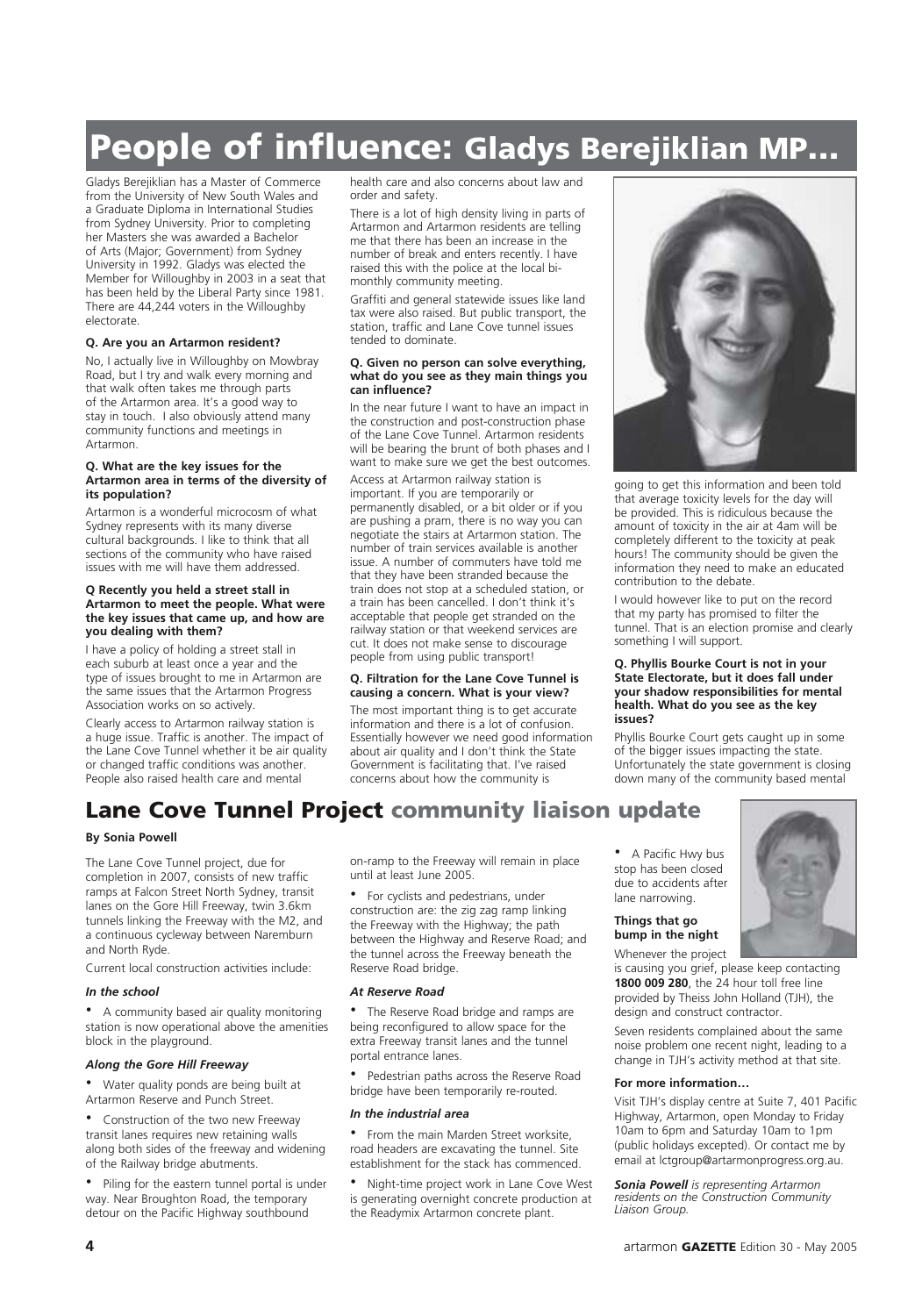# People of influence: Gladys Berejiklian MP…

Gladys Berejiklian has a Master of Commerce from the University of New South Wales and a Graduate Diploma in International Studies from Sydney University. Prior to completing her Masters she was awarded a Bachelor of Arts (Major; Government) from Sydney University in 1992. Gladys was elected the Member for Willoughby in 2003 in a seat that has been held by the Liberal Party since 1981. There are 44,244 voters in the Willoughby electorate.

**Q. Are you an Artarmon resident?**

No, I actually live in Willoughby on Mowbray Road, but I try and walk every morning and that walk often takes me through parts of the Artarmon area. It's a good way to stay in touch. I also obviously attend many community functions and meetings in Artarmon.

**Q. What are the key issues for the Artarmon area in terms of the diversity of its population?**

Artarmon is a wonderful microcosm of what Sydney represents with its many diverse cultural backgrounds. I like to think that all sections of the community who have raised issues with me will have them addressed.

**Q Recently you held a street stall in Artarmon to meet the people. What were the key issues that came up, and how are you dealing with them?**

I have a policy of holding a street stall in each suburb at least once a year and the type of issues brought to me in Artarmon are the same issues that the Artarmon Progress Association works on so actively.

Clearly access to Artarmon railway station is a huge issue. Traffic is another. The impact of the Lane Cove Tunnel whether it be air quality or changed traffic conditions was another. People also raised health care and mental health care and also concerns about law and order and safety.

There is a lot of high density living in parts of Artarmon and Artarmon residents are telling me that there has been an increase in the number of break and enters recently. I have raised this with the police at the local bi-monthly community meeting.

Graffiti and general statewide issues like land tax were also raised. But public transport, the station, traffic and Lane Cove tunnel issues tended to dominate.

**Q. Given no person can solve everything, what do you see as they main things you can influence?**

In the near future I want to have an impact in the construction and post-construction phase of the Lane Cove Tunnel. Artarmon residents will be bearing the brunt of both phases and I want to make sure we get the best outcomes.

Access at Artarmon railway station is important. If you are temporarily or permanently disabled, or a bit older or if you are pushing a pram, there is no way you can negotiate the stairs at Artarmon station. The number of train services available is another issue. A number of commuters have told me that they have been stranded because the train does not stop at a scheduled station, or a train has been cancelled. I don't think it's acceptable that people get stranded on the railway station or that weekend services are cut. It does not make sense to discourage people from using public transport!

**Q. Filtration for the Lane Cove Tunnel is causing a concern. What is your view?**

The most important thing is to get accurate information and there is a lot of confusion. Essentially however we need good information about air quality and I don't think the State Government is facilitating that. I've raised concerns about how the community is going to get this information and been told that average toxicity levels for the day will be provided. This is ridiculous because the amount of toxicity in the air at 4am will be completely different to the toxicity at peak hours! The community should be given the information they need to make an educated contribution to the debate.

I would however like to put on the record that my party has promised to filter the tunnel. That is an election promise and clearly something I will support.

**Q. Phyllis Bourke Court is not in your State Electorate, but it does fall under your shadow responsibilities for mental health. What do you see as the key issues?**

Phyllis Bourke Court gets caught up in some of the bigger issues impacting the state. Unfortunately the state government is closing down many of the community based mental

# Lane Cove Tunnel Project community liaison update

**By Sonia Powell**

The Lane Cove Tunnel project, due for completion in 2007, consists of new traffic ramps at Falcon Street North Sydney, transit lanes on the Gore Hill Freeway, twin 3.6km tunnels linking the Freeway with the M2, and a continuous cycleway between Naremburn and North Ryde.

Current local construction activities include:

***In the school***

- A community based air quality monitoring station is now operational above the amenities block in the playground.

***Along the Gore Hill Freeway***

- Water quality ponds are being built at Artarmon Reserve and Punch Street.
- Construction of the two new Freeway transit lanes requires new retaining walls along both sides of the freeway and widening of the Railway bridge abutments.
- Piling for the eastern tunnel portal is under way. Near Broughton Road, the temporary detour on the Pacific Highway southbound on-ramp to the Freeway will remain in place until at least June 2005.
- For cyclists and pedestrians, under construction are: the zig zag ramp linking the Freeway with the Highway; the path between the Highway and Reserve Road; and the tunnel across the Freeway beneath the Reserve Road bridge.

***At Reserve Road***

- The Reserve Road bridge and ramps are being reconfigured to allow space for the extra Freeway transit lanes and the tunnel portal entrance lanes.
- Pedestrian paths across the Reserve Road bridge have been temporarily re-routed.

***In the industrial area***

- From the main Marden Street worksite, road headers are excavating the tunnel. Site establishment for the stack has commenced.
- Night-time project work in Lane Cove West is generating overnight concrete production at the Readymix Artarmon concrete plant.
- A Pacific Hwy bus stop has been closed due to accidents after lane narrowing.

**Things that go bump in the night**

Whenever the project is causing you grief, please keep contacting **1800 009 280**, the 24 hour toll free line provided by Theiss John Holland (TJH), the design and construct contractor.

Seven residents complained about the same noise problem one recent night, leading to a change in TJH's activity method at that site.

**For more information…**

Visit TJH's display centre at Suite 7, 401 Pacific Highway, Artarmon, open Monday to Friday 10am to 6pm and Saturday 10am to 1pm (public holidays excepted). Or contact me by email at lctgroup@artarmonprogress.org.au.

***Sonia Powell** is representing Artarmon residents on the Construction Community Liaison Group.*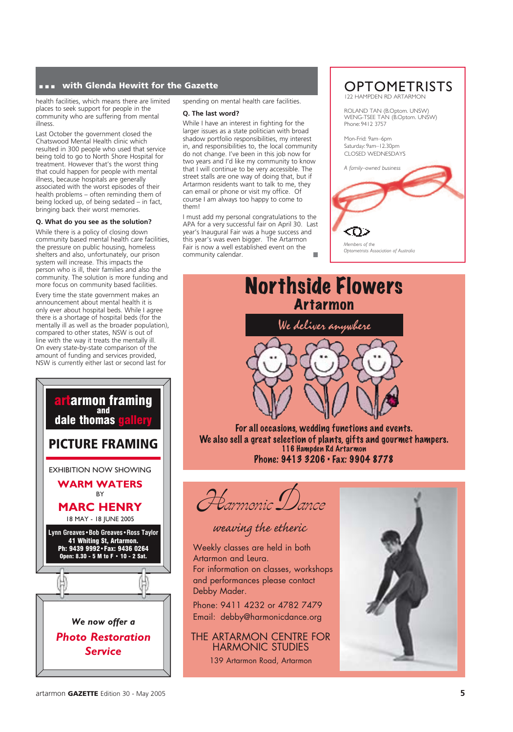## with Glenda Hewitt for the Gazette

health facilities, which means there are limited places to seek support for people in the community who are suffering from mental illness.

Last October the government closed the Chatswood Mental Health clinic which resulted in 300 people who used that service being told to go to North Shore Hospital for treatment. However that's the worst thing that could happen for people with mental illness, because hospitals are generally associated with the worst episodes of their health problems – often reminding them of being locked up, of being sedated – in fact, bringing back their worst memories.

**Q. What do you see as the solution?**

While there is a policy of closing down community based mental health care facilities, the pressure on public housing, homeless shelters and also, unfortunately, our prison system will increase. This impacts the person who is ill, their families and also the community. The solution is more funding and more focus on community based facilities.

Every time the state government makes an announcement about mental health it is only ever about hospital beds. While I agree there is a shortage of hospital beds (for the mentally ill as well as the broader population), compared to other states, NSW is out of line with the way it treats the mentally ill. On every state-by-state comparison of the amount of funding and services provided, NSW is currently either last or second last for spending on mental health care facilities.

**Q. The last word?**

While I have an interest in fighting for the larger issues as a state politician with broad shadow portfolio responsibilities, my interest in, and responsibilities to, the local community do not change. I've been in this job now for two years and I'd like my community to know that I will continue to be very accessible. The street stalls are one way of doing that, but if Artarmon residents want to talk to me, they can email or phone or visit my office. Of course I am always too happy to come to them!

I must add my personal congratulations to the APA for a very successful fair on April 30. Last year's Inaugural Fair was a huge success and this year's was even bigger. The Artarmon Fair is now a well established event on the community calendar.

---

**OPTOMETRISTS**
122 HAMPDEN RD ARTARMON

ROLAND TAN (B.Optom. UNSW)
WENG-TSEE TAN (B.Optom. UNSW)
Phone: 9412 3757

Mon-Frid: 9am–6pm
Saturday: 9am–12.30pm
CLOSED WEDNESDAYS

*A family–owned business*

*Members of the Optometrists Association of Australia*

---

**artarmon framing and dale thomas gallery**

**PICTURE FRAMING**

EXHIBITION NOW SHOWING
**WARM WATERS**
BY
**MARC HENRY**
18 MAY - 18 JUNE 2005

Lynn Greaves • Bob Greaves • Ross Taylor
41 Whiting St, Artarmon.
Ph: 9439 9992 • Fax: 9436 0264
Open: 8.30 - 5 M to F • 10 - 2 Sat.

*We now offer a* ***Photo Restoration Service***

---

# Northside Flowers
## Artarmon

*We deliver anywhere*

For all occasions, wedding functions and events.
We also sell a great selection of plants, gifts and gourmet hampers.
116 Hampden Rd Artarmon
Phone: 9413 3206 • Fax: 9904 8778

---

*Harmonic Dance*

*weaving the etheric*

Weekly classes are held in both Artarmon and Leura.
For information on classes, workshops and performances please contact Debby Mader.

Phone: 9411 4232 or 4782 7479
Email: debby@harmonicdance.org

THE ARTARMON CENTRE FOR HARMONIC STUDIES
139 Artarmon Road, Artarmon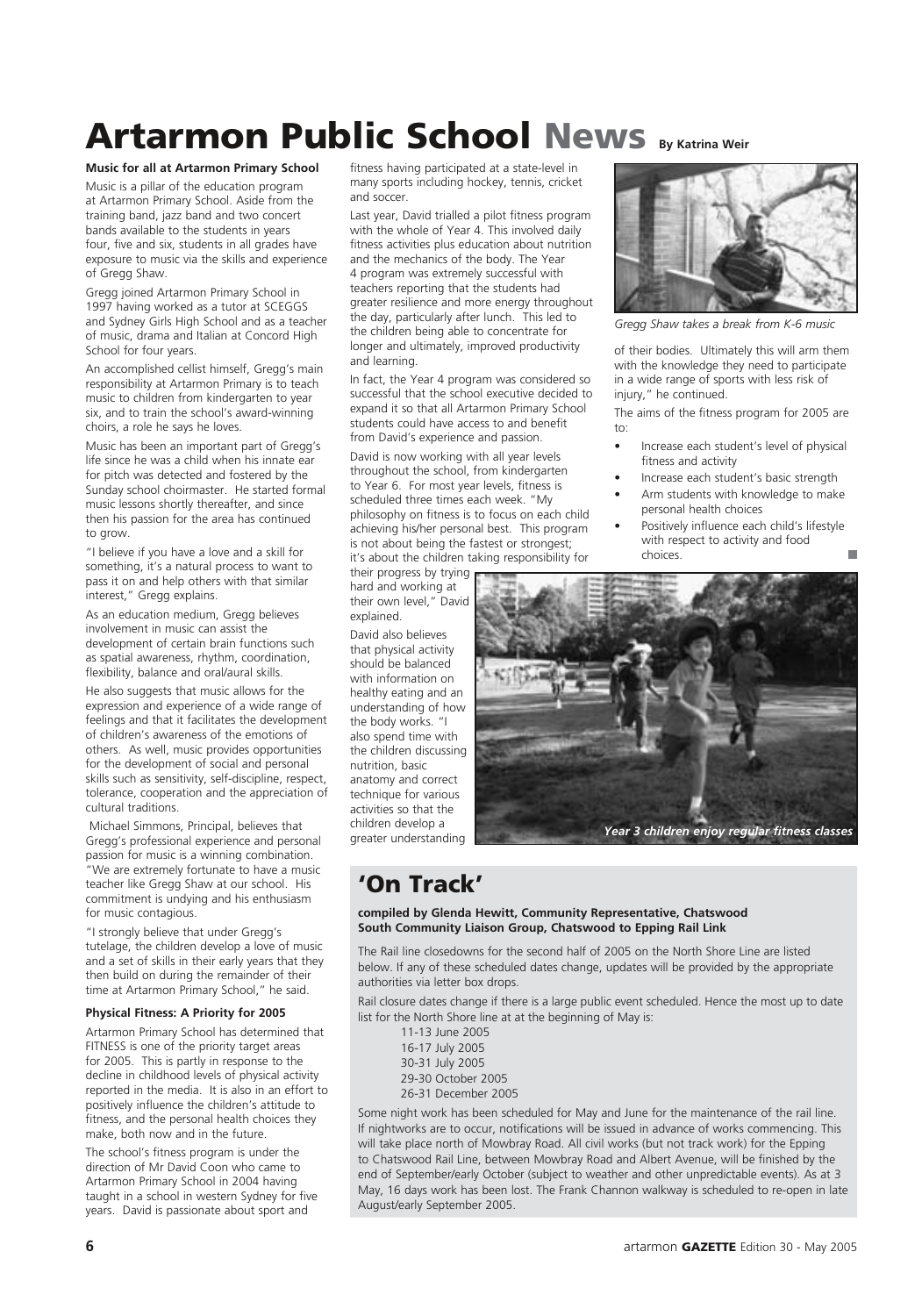# Artarmon Public School News

By Katrina Weir

**Music for all at Artarmon Primary School**

Music is a pillar of the education program at Artarmon Primary School. Aside from the training band, jazz band and two concert bands available to the students in years four, five and six, students in all grades have exposure to music via the skills and experience of Gregg Shaw.

Gregg joined Artarmon Primary School in 1997 having worked as a tutor at SCEGGS and Sydney Girls High School and as a teacher of music, drama and Italian at Concord High School for four years.

An accomplished cellist himself, Gregg's main responsibility at Artarmon Primary is to teach music to children from kindergarten to year six, and to train the school's award-winning choirs, a role he says he loves.

Music has been an important part of Gregg's life since he was a child when his innate ear for pitch was detected and fostered by the Sunday school choirmaster. He started formal music lessons shortly thereafter, and since then his passion for the area has continued to grow.

"I believe if you have a love and a skill for something, it's a natural process to want to pass it on and help others with that similar interest," Gregg explains.

As an education medium, Gregg believes involvement in music can assist the development of certain brain functions such as spatial awareness, rhythm, coordination, flexibility, balance and oral/aural skills.

He also suggests that music allows for the expression and experience of a wide range of feelings and that it facilitates the development of children's awareness of the emotions of others. As well, music provides opportunities for the development of social and personal skills such as sensitivity, self-discipline, respect, tolerance, cooperation and the appreciation of cultural traditions.

Michael Simmons, Principal, believes that Gregg's professional experience and personal passion for music is a winning combination. "We are extremely fortunate to have a music teacher like Gregg Shaw at our school. His commitment is undying and his enthusiasm for music contagious.

"I strongly believe that under Gregg's tutelage, the children develop a love of music and a set of skills in their early years that they then build on during the remainder of their time at Artarmon Primary School," he said.

*Gregg Shaw takes a break from K-6 music*

**Physical Fitness: A Priority for 2005**

Artarmon Primary School has determined that FITNESS is one of the priority target areas for 2005. This is partly in response to the decline in childhood levels of physical activity reported in the media. It is also in an effort to positively influence the children's attitude to fitness, and the personal health choices they make, both now and in the future.

The school's fitness program is under the direction of Mr David Coon who came to Artarmon Primary School in 2004 having taught in a school in western Sydney for five years. David is passionate about sport and fitness having participated at a state-level in many sports including hockey, tennis, cricket and soccer.

Last year, David trialled a pilot fitness program with the whole of Year 4. This involved daily fitness activities plus education about nutrition and the mechanics of the body. The Year 4 program was extremely successful with teachers reporting that the students had greater resilience and more energy throughout the day, particularly after lunch. This led to the children being able to concentrate for longer and ultimately, improved productivity and learning.

In fact, the Year 4 program was considered so successful that the school executive decided to expand it so that all Artarmon Primary School students could have access to and benefit from David's experience and passion.

David is now working with all year levels throughout the school, from kindergarten to Year 6. For most year levels, fitness is scheduled three times each week. "My philosophy on fitness is to focus on each child achieving his/her personal best. This program is not about being the fastest or strongest; it's about the children taking responsibility for their progress by trying hard and working at their own level," David explained.

David also believes that physical activity should be balanced with information on healthy eating and an understanding of how the body works. "I also spend time with the children discussing nutrition, basic anatomy and correct technique for various activities so that the children develop a greater understanding of their bodies. Ultimately this will arm them with the knowledge they need to participate in a wide range of sports with less risk of injury," he continued.

The aims of the fitness program for 2005 are to:

- Increase each student's level of physical fitness and activity
- Increase each student's basic strength
- Arm students with knowledge to make personal health choices
- Positively influence each child's lifestyle with respect to activity and food choices.

*Year 3 children enjoy regular fitness classes*

## 'On Track'

**compiled by Glenda Hewitt, Community Representative, Chatswood South Community Liaison Group, Chatswood to Epping Rail Link**

The Rail line closedowns for the second half of 2005 on the North Shore Line are listed below. If any of these scheduled dates change, updates will be provided by the appropriate authorities via letter box drops.

Rail closure dates change if there is a large public event scheduled. Hence the most up to date list for the North Shore line at at the beginning of May is:

- 11-13 June 2005
- 16-17 July 2005
- 30-31 July 2005
- 29-30 October 2005
- 26-31 December 2005

Some night work has been scheduled for May and June for the maintenance of the rail line. If nightworks are to occur, notifications will be issued in advance of works commencing. This will take place north of Mowbray Road. All civil works (but not track work) for the Epping to Chatswood Rail Line, between Mowbray Road and Albert Avenue, will be finished by the end of September/early October (subject to weather and other unpredictable events). As at 3 May, 16 days work has been lost. The Frank Channon walkway is scheduled to re-open in late August/early September 2005.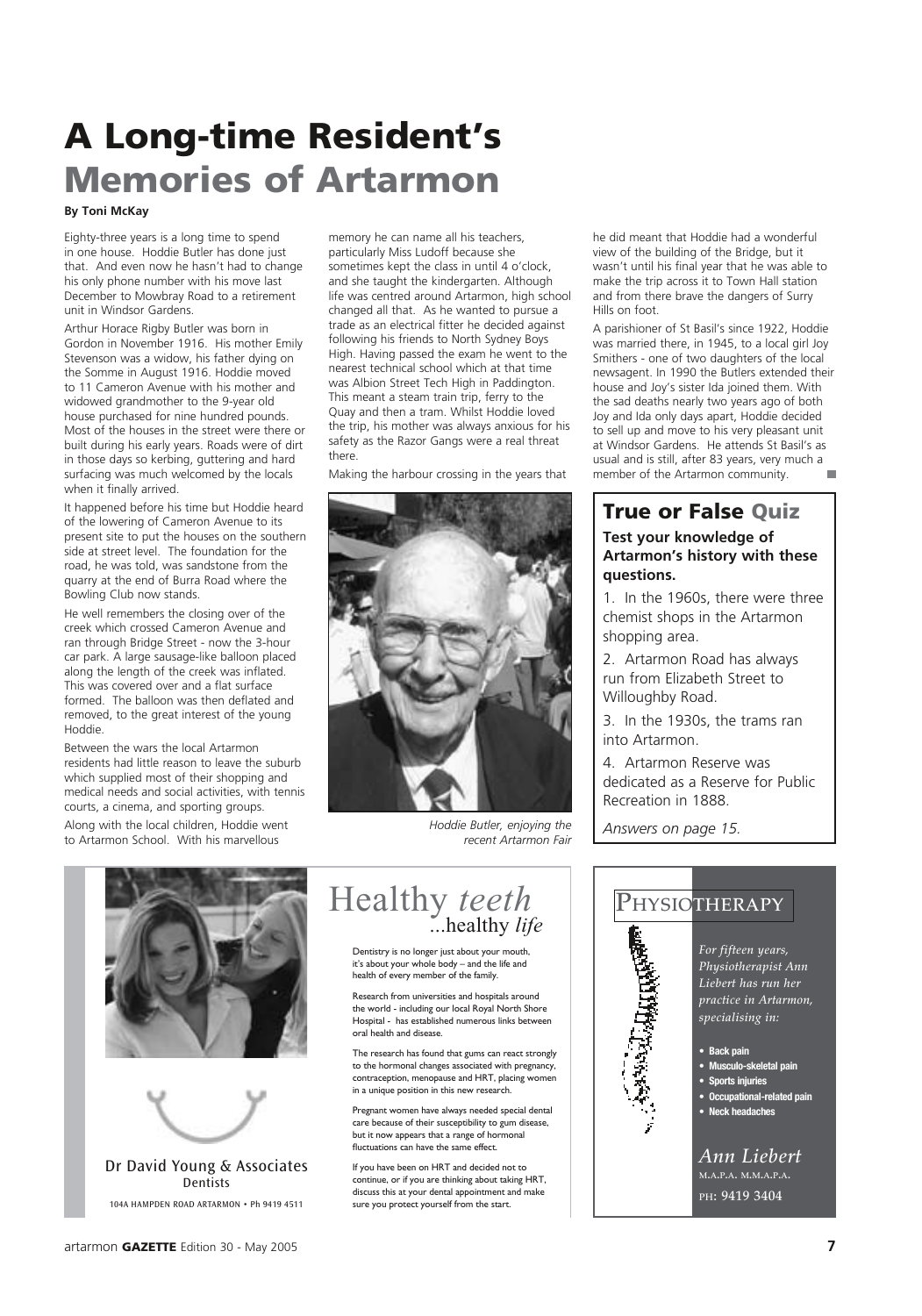# A Long-time Resident's Memories of Artarmon

**By Toni McKay**

Eighty-three years is a long time to spend in one house. Hoddie Butler has done just that. And even now he hasn't had to change his only phone number with his move last December to Mowbray Road to a retirement unit in Windsor Gardens.

Arthur Horace Rigby Butler was born in Gordon in November 1916. His mother Emily Stevenson was a widow, his father dying on the Somme in August 1916. Hoddie moved to 11 Cameron Avenue with his mother and widowed grandmother to the 9-year old house purchased for nine hundred pounds. Most of the houses in the street were there or built during his early years. Roads were of dirt in those days so kerbing, guttering and hard surfacing was much welcomed by the locals when it finally arrived.

It happened before his time but Hoddie heard of the lowering of Cameron Avenue to its present site to put the houses on the southern side at street level. The foundation for the road, he was told, was sandstone from the quarry at the end of Burra Road where the Bowling Club now stands.

He well remembers the closing over of the creek which crossed Cameron Avenue and ran through Bridge Street - now the 3-hour car park. A large sausage-like balloon placed along the length of the creek was inflated. This was covered over and a flat surface formed. The balloon was then deflated and removed, to the great interest of the young Hoddie.

Between the wars the local Artarmon residents had little reason to leave the suburb which supplied most of their shopping and medical needs and social activities, with tennis courts, a cinema, and sporting groups.

Along with the local children, Hoddie went to Artarmon School. With his marvellous memory he can name all his teachers, particularly Miss Ludoff because she sometimes kept the class in until 4 o'clock, and she taught the kindergarten. Although life was centred around Artarmon, high school changed all that. As he wanted to pursue a trade as an electrical fitter he decided against following his friends to North Sydney Boys High. Having passed the exam he went to the nearest technical school which at that time was Albion Street Tech High in Paddington. This meant a steam train trip, ferry to the Quay and then a tram. Whilst Hoddie loved the trip, his mother was always anxious for his safety as the Razor Gangs were a real threat there.

Making the harbour crossing in the years that he did meant that Hoddie had a wonderful view of the building of the Bridge, but it wasn't until his final year that he was able to make the trip across it to Town Hall station and from there brave the dangers of Surry Hills on foot.

*Hoddie Butler, enjoying the recent Artarmon Fair*

A parishioner of St Basil's since 1922, Hoddie was married there, in 1945, to a local girl Joy Smithers - one of two daughters of the local newsagent. In 1990 the Butlers extended their house and Joy's sister Ida joined them. With the sad deaths nearly two years ago of both Joy and Ida only days apart, Hoddie decided to sell up and move to his very pleasant unit at Windsor Gardens. He attends St Basil's as usual and is still, after 83 years, very much a member of the Artarmon community.

## True or False Quiz

**Test your knowledge of Artarmon's history with these questions.**

1. In the 1960s, there were three chemist shops in the Artarmon shopping area.
2. Artarmon Road has always run from Elizabeth Street to Willoughby Road.
3. In the 1930s, the trams ran into Artarmon.
4. Artarmon Reserve was dedicated as a Reserve for Public Recreation in 1888.

*Answers on page 15.*

---

Dr David Young & Associates
Dentists

104A HAMPDEN ROAD ARTARMON • Ph 9419 4511

## Healthy *teeth* ...healthy *life*

Dentistry is no longer just about your mouth, it's about your whole body – and the life and health of every member of the family.

Research from universities and hospitals around the world - including our local Royal North Shore Hospital - has established numerous links between oral health and disease.

The research has found that gums can react strongly to the hormonal changes associated with pregnancy, contraception, menopause and HRT, placing women in a unique position in this new research.

Pregnant women have always needed special dental care because of their susceptibility to gum disease, but it now appears that a range of hormonal fluctuations can have the same effect.

If you have been on HRT and decided not to continue, or if you are thinking about taking HRT, discuss this at your dental appointment and make sure you protect yourself from the start.

---

## PHYSIOTHERAPY

*For fifteen years, Physiotherapist Ann Liebert has run her practice in Artarmon, specialising in:*

- **Back pain**
- **Musculo-skeletal pain**
- **Sports injuries**
- **Occupational-related pain**
- **Neck headaches**

*Ann Liebert*
M.A.P.A. M.M.A.P.A.
PH: 9419 3404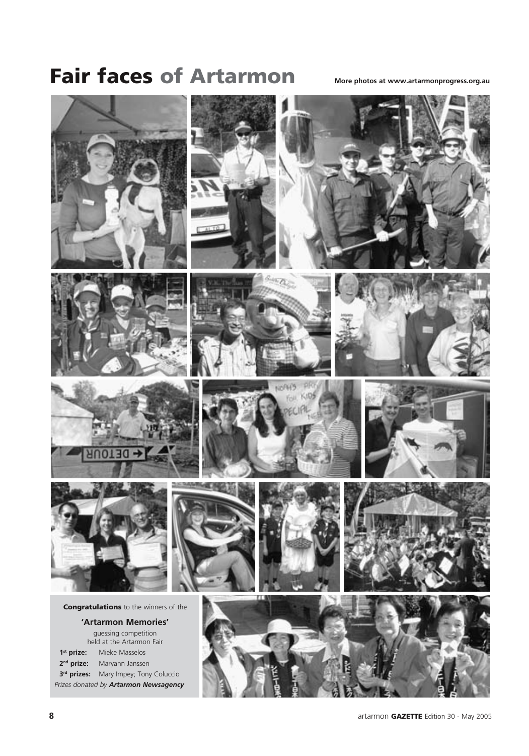# Fair faces of Artarmon

**More photos at www.artarmonprogress.org.au**

**Congratulations** to the winners of the

**'Artarmon Memories'**

guessing competition
held at the Artarmon Fair

| | |
|---|---|
| **1st prize:** | Mieke Masselos |
| **2nd prize:** | Maryann Janssen |
| **3rd prizes:** | Mary Impey; Tony Coluccio |

*Prizes donated by* ***Artarmon Newsagency***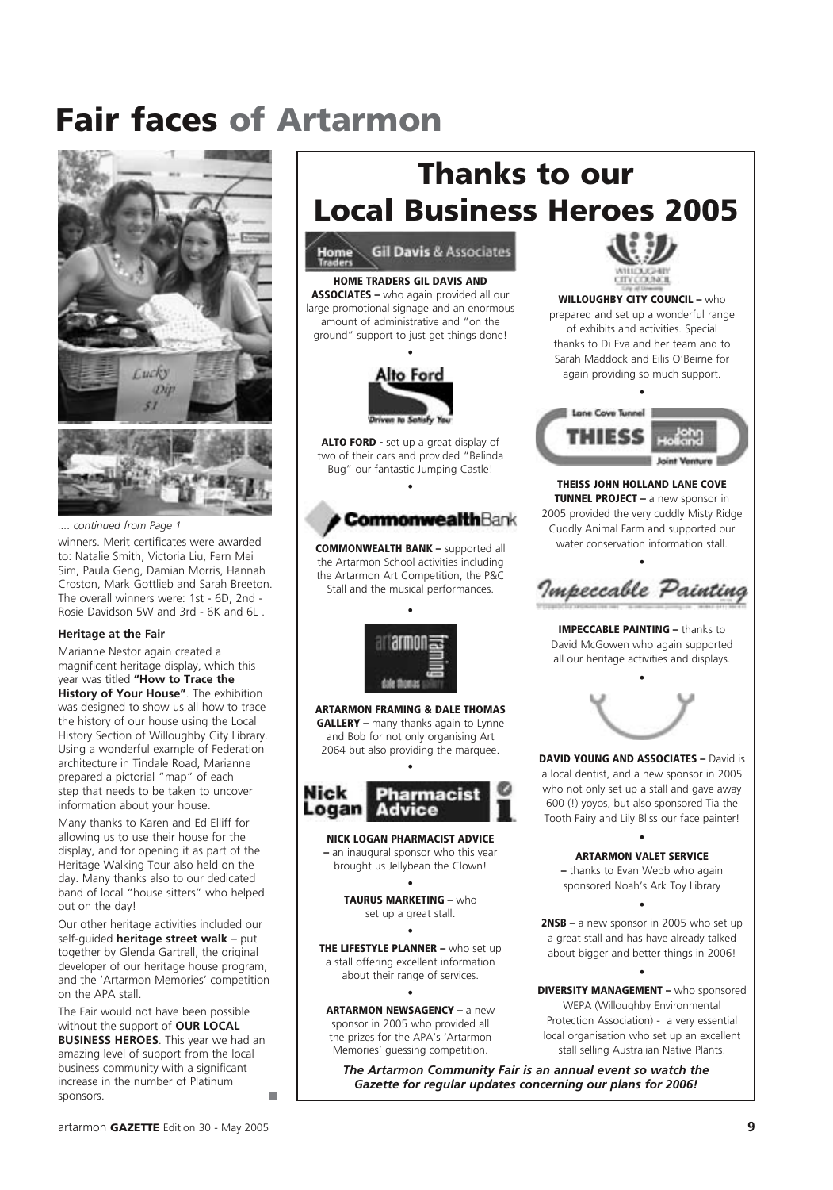# Fair faces of Artarmon

.... *continued from Page 1*

winners. Merit certificates were awarded to: Natalie Smith, Victoria Liu, Fern Mei Sim, Paula Geng, Damian Morris, Hannah Croston, Mark Gottlieb and Sarah Breeton. The overall winners were: 1st - 6D, 2nd - Rosie Davidson 5W and 3rd - 6K and 6L .

### Heritage at the Fair

Marianne Nestor again created a magnificent heritage display, which this year was titled **"How to Trace the History of Your House"**. The exhibition was designed to show us all how to trace the history of our house using the Local History Section of Willoughby City Library. Using a wonderful example of Federation architecture in Tindale Road, Marianne prepared a pictorial "map" of each step that needs to be taken to uncover information about your house.

Many thanks to Karen and Ed Elliff for allowing us to use their house for the display, and for opening it as part of the Heritage Walking Tour also held on the day. Many thanks also to our dedicated band of local "house sitters" who helped out on the day!

Our other heritage activities included our self-guided **heritage street walk** – put together by Glenda Gartrell, the original developer of our heritage house program, and the 'Artarmon Memories' competition on the APA stall.

The Fair would not have been possible without the support of **OUR LOCAL BUSINESS HEROES**. This year we had an amazing level of support from the local business community with a significant increase in the number of Platinum sponsors.

## Thanks to our Local Business Heroes 2005

**HOME TRADERS GIL DAVIS AND ASSOCIATES –** who again provided all our large promotional signage and an enormous amount of administrative and "on the ground" support to just get things done!

•

**ALTO FORD -** set up a great display of two of their cars and provided "Belinda Bug" our fantastic Jumping Castle!

•

**COMMONWEALTH BANK –** supported all the Artarmon School activities including the Artarmon Art Competition, the P&C Stall and the musical performances.

•

**ARTARMON FRAMING & DALE THOMAS GALLERY –** many thanks again to Lynne and Bob for not only organising Art 2064 but also providing the marquee.

•

**NICK LOGAN PHARMACIST ADVICE –** an inaugural sponsor who this year brought us Jellybean the Clown!

•

**TAURUS MARKETING –** who set up a great stall.

•

**THE LIFESTYLE PLANNER –** who set up a stall offering excellent information about their range of services.

•

**ARTARMON NEWSAGENCY –** a new sponsor in 2005 who provided all the prizes for the APA's 'Artarmon Memories' guessing competition.

**WILLOUGHBY CITY COUNCIL –** who prepared and set up a wonderful range of exhibits and activities. Special thanks to Di Eva and her team and to Sarah Maddock and Eilis O'Beirne for again providing so much support.

•

**THEISS JOHN HOLLAND LANE COVE TUNNEL PROJECT –** a new sponsor in 2005 provided the very cuddly Misty Ridge Cuddly Animal Farm and supported our water conservation information stall.

•

**IMPECCABLE PAINTING –** thanks to David McGowen who again supported all our heritage activities and displays.

•

**DAVID YOUNG AND ASSOCIATES –** David is a local dentist, and a new sponsor in 2005 who not only set up a stall and gave away 600 (!) yoyos, but also sponsored Tia the Tooth Fairy and Lily Bliss our face painter!

•

**ARTARMON VALET SERVICE –** thanks to Evan Webb who again sponsored Noah's Ark Toy Library

•

**2NSB –** a new sponsor in 2005 who set up a great stall and has have already talked about bigger and better things in 2006!

•

**DIVERSITY MANAGEMENT –** who sponsored WEPA (Willoughby Environmental Protection Association) - a very essential local organisation who set up an excellent stall selling Australian Native Plants.

***The Artarmon Community Fair is an annual event so watch the Gazette for regular updates concerning our plans for 2006!***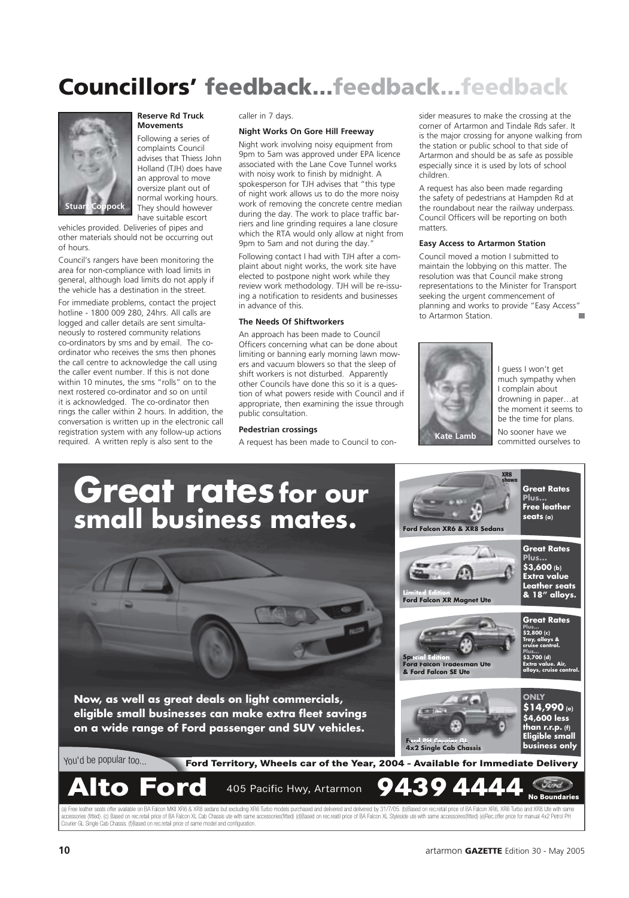# Councillors' feedback...feedback...feedback

Stuart Coppock

### Reserve Rd Truck Movements

Following a series of complaints Council advises that Thiess John Holland (TJH) does have an approval to move oversize plant out of normal working hours. They should however have suitable escort vehicles provided. Deliveries of pipes and other materials should not be occurring out of hours.

Council's rangers have been monitoring the area for non-compliance with load limits in general, although load limits do not apply if the vehicle has a destination in the street.

For immediate problems, contact the project hotline - 1800 009 280, 24hrs. All calls are logged and caller details are sent simultaneously to rostered community relations co-ordinators by sms and by email. The co-ordinator who receives the sms then phones the call centre to acknowledge the call using the caller event number. If this is not done within 10 minutes, the sms "rolls" on to the next rostered co-ordinator and so on until it is acknowledged. The co-ordinator then rings the caller within 2 hours. In addition, the conversation is written up in the electronic call registration system with any follow-up actions required. A written reply is also sent to the caller in 7 days.

### Night Works On Gore Hill Freeway

Night work involving noisy equipment from 9pm to 5am was approved under EPA licence associated with the Lane Cove Tunnel works with noisy work to finish by midnight. A spokesperson for TJH advises that "this type of night work allows us to do the more noisy work of removing the concrete centre median during the day. The work to place traffic barriers and line grinding requires a lane closure which the RTA would only allow at night from 9pm to 5am and not during the day."

Following contact I had with TJH after a complaint about night works, the work site have elected to postpone night work while they review work methodology. TJH will be re-issuing a notification to residents and businesses in advance of this.

### The Needs Of Shiftworkers

An approach has been made to Council Officers concerning what can be done about limiting or banning early morning lawn mowers and vacuum blowers so that the sleep of shift workers is not disturbed. Apparently other Councils have done this so it is a question of what powers reside with Council and if appropriate, then examining the issue through public consultation.

### Pedestrian crossings

A request has been made to Council to consider measures to make the crossing at the corner of Artarmon and Tindale Rds safer. It is the major crossing for anyone walking from the station or public school to that side of Artarmon and should be as safe as possible especially since it is used by lots of school children.

A request has also been made regarding the safety of pedestrians at Hampden Rd at the roundabout near the railway underpass. Council Officers will be reporting on both matters.

### Easy Access to Artarmon Station

Council moved a motion I submitted to maintain the lobbying on this matter. The resolution was that Council make strong representations to the Minister for Transport seeking the urgent commencement of planning and works to provide "Easy Access" to Artarmon Station.

Kate Lamb

I guess I won't get much sympathy when I complain about drowning in paper…at the moment it seems to be the time for plans.

No sooner have we committed ourselves to

---

# Great rates for our small business mates.

Now, as well as great deals on light commercials, eligible small businesses can make extra fleet savings on a wide range of Ford passenger and SUV vehicles.

**Ford Falcon XR6 & XR8 Sedans** (XR8 shown) — **Great Rates Plus... Free leather seats (a)**

**Limited Edition Ford Falcon XR Magnet Ute** — **Great Rates Plus... $3,600 (b) Extra value Leather seats & 18" alloys.**

**Special Edition Ford Falcon Tradesman Ute & Ford Falcon SE Ute** — **Great Rates Plus... $2,800 (c) Tray, alloys & cruise control. Plus... $3,700 (d) Extra value. Air, alloys, cruise control.**

**Ford PH Courier GL 4x2 Single Cab Chassis** — **ONLY $14,990 (e) $4,600 less than r.r.p. (f) Eligible small business only**

You'd be popular too...

**Ford Territory, Wheels car of the Year, 2004 - Available for Immediate Delivery**

**Alto Ford** 405 Pacific Hwy, Artarmon **9439 4444** No Boundaries

(a) Free leather seats offer available on BA Falcon MKII XR6 & XR8 sedans but excluding XR6 Turbo models purchased and delivered and delivered by 31/7/05. (b)Based on rec.retail price of BA Falcon XR6, XR6 Turbo and XR8 Ute with same accessories (fitted). (c) Based on rec.retail price of BA Falcon XL Cab Chassis ute with same accessories(fitted) (d)Based on rec.reatil price of BA Falcon XL Styleside ute with same accessories(fitted) (e)Rec.offer price for manual 4x2 Petrol PH Courier GL Single Cab Chassis. (f)Based on rec.retail price of same model and configuration.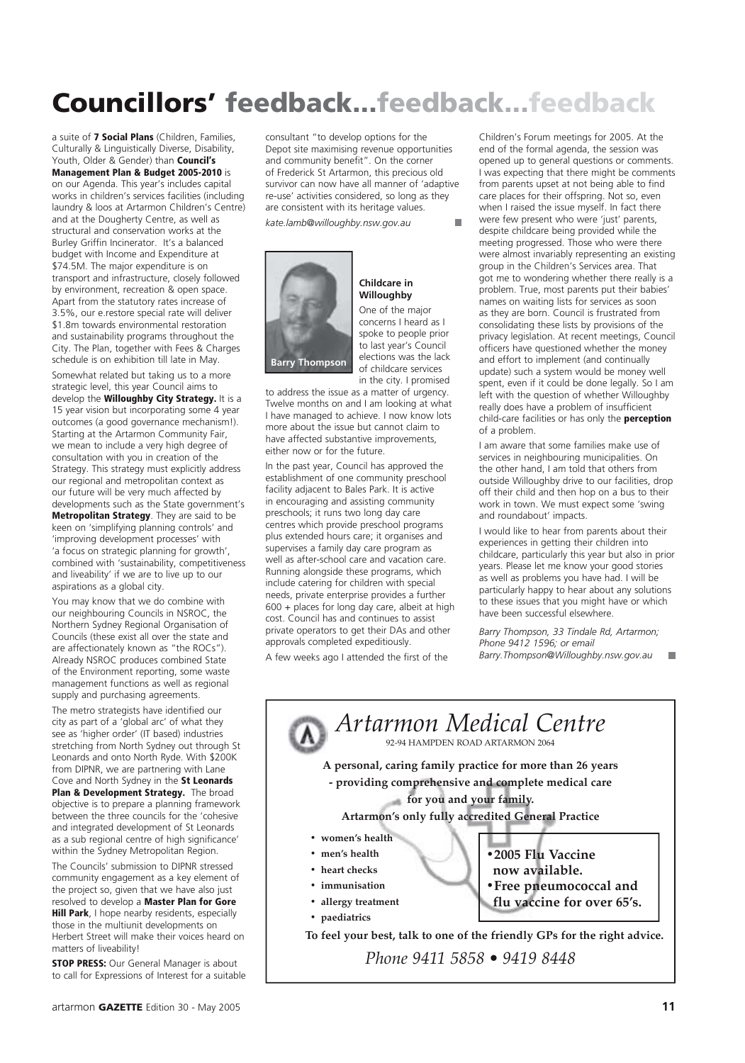# Councillors' feedback...feedback...feedback

a suite of **7 Social Plans** (Children, Families, Culturally & Linguistically Diverse, Disability, Youth, Older & Gender) than **Council's Management Plan & Budget 2005-2010** is on our Agenda. This year's includes capital works in children's services facilities (including laundry & loos at Artarmon Children's Centre) and at the Dougherty Centre, as well as structural and conservation works at the Burley Griffin Incinerator. It's a balanced budget with Income and Expenditure at $74.5M. The major expenditure is on transport and infrastructure, closely followed by environment, recreation & open space. Apart from the statutory rates increase of 3.5%, our e.restore special rate will deliver $1.8m towards environmental restoration and sustainability programs throughout the City. The Plan, together with Fees & Charges schedule is on exhibition till late in May.

Somewhat related but taking us to a more strategic level, this year Council aims to develop the **Willoughby City Strategy.** It is a 15 year vision but incorporating some 4 year outcomes (a good governance mechanism!). Starting at the Artarmon Community Fair, we mean to include a very high degree of consultation with you in creation of the Strategy. This strategy must explicitly address our regional and metropolitan context as our future will be very much affected by developments such as the State government's **Metropolitan Strategy**. They are said to be keen on 'simplifying planning controls' and 'improving development processes' with 'a focus on strategic planning for growth', combined with 'sustainability, competitiveness and liveability' if we are to live up to our aspirations as a global city.

You may know that we do combine with our neighbouring Councils in NSROC, the Northern Sydney Regional Organisation of Councils (these exist all over the state and are affectionately known as "the ROCs"). Already NSROC produces combined State of the Environment reporting, some waste management functions as well as regional supply and purchasing agreements.

The metro strategists have identified our city as part of a 'global arc' of what they see as 'higher order' (IT based) industries stretching from North Sydney out through St Leonards and onto North Ryde. With $200K from DIPNR, we are partnering with Lane Cove and North Sydney in the **St Leonards Plan & Development Strategy.** The broad objective is to prepare a planning framework between the three councils for the 'cohesive and integrated development of St Leonards as a sub regional centre of high significance' within the Sydney Metropolitan Region.

The Councils' submission to DIPNR stressed community engagement as a key element of the project so, given that we have also just resolved to develop a **Master Plan for Gore Hill Park**, I hope nearby residents, especially those in the multiunit developments on Herbert Street will make their voices heard on matters of liveability!

**STOP PRESS:** Our General Manager is about to call for Expressions of Interest for a suitable consultant "to develop options for the Depot site maximising revenue opportunities and community benefit". On the corner of Frederick St Artarmon, this precious old survivor can now have all manner of 'adaptive re-use' activities considered, so long as they are consistent with its heritage values.

*kate.lamb@willoughby.nsw.gov.au*

Barry Thompson

### Childcare in Willoughby

One of the major concerns I heard as I spoke to people prior to last year's Council elections was the lack of childcare services in the city. I promised to address the issue as a matter of urgency. Twelve months on and I am looking at what I have managed to achieve. I now know lots more about the issue but cannot claim to have affected substantive improvements, either now or for the future.

In the past year, Council has approved the establishment of one community preschool facility adjacent to Bales Park. It is active in encouraging and assisting community preschools; it runs two long day care centres which provide preschool programs plus extended hours care; it organises and supervises a family day care program as well as after-school care and vacation care. Running alongside these programs, which include catering for children with special needs, private enterprise provides a further 600 + places for long day care, albeit at high cost. Council has and continues to assist private operators to get their DAs and other approvals completed expeditiously.

A few weeks ago I attended the first of the Children's Forum meetings for 2005. At the end of the formal agenda, the session was opened up to general questions or comments. I was expecting that there might be comments from parents upset at not being able to find care places for their offspring. Not so, even when I raised the issue myself. In fact there were few present who were 'just' parents, despite childcare being provided while the meeting progressed. Those who were there were almost invariably representing an existing group in the Children's Services area. That got me to wondering whether there really is a problem. True, most parents put their babies' names on waiting lists for services as soon as they are born. Council is frustrated from consolidating these lists by provisions of the privacy legislation. At recent meetings, Council officers have questioned whether the money and effort to implement (and continually update) such a system would be money well spent, even if it could be done legally. So I am left with the question of whether Willoughby really does have a problem of insufficient child-care facilities or has only the **perception** of a problem.

I am aware that some families make use of services in neighbouring municipalities. On the other hand, I am told that others from outside Willoughby drive to our facilities, drop off their child and then hop on a bus to their work in town. We must expect some 'swing and roundabout' impacts.

I would like to hear from parents about their experiences in getting their children into childcare, particularly this year but also in prior years. Please let me know your good stories as well as problems you have had. I will be particularly happy to hear about any solutions to these issues that you might have or which have been successful elsewhere.

*Barry Thompson, 33 Tindale Rd, Artarmon; Phone 9412 1596; or email Barry.Thompson@Willoughby.nsw.gov.au*

---

## *Artarmon Medical Centre*

92-94 HAMPDEN ROAD ARTARMON 2064

**A personal, caring family practice for more than 26 years - providing comprehensive and complete medical care for you and your family.**

**Artarmon's only fully accredited General Practice**

- **women's health**
- **men's health**
- **heart checks**
- **immunisation**
- **allergy treatment**
- **paediatrics**

- **2005 Flu Vaccine now available.**
- **Free pneumococcal and flu vaccine for over 65's.**

**To feel your best, talk to one of the friendly GPs for the right advice.**

*Phone 9411 5858 • 9419 8448*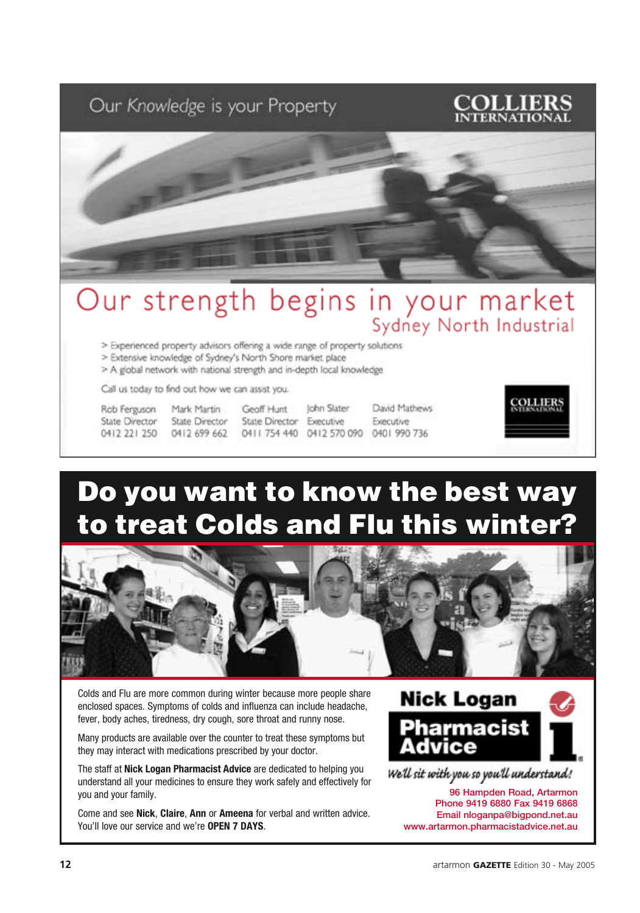Our Knowledge is your Property

**COLLIERS INTERNATIONAL**

# Our strength begins in your market

## Sydney North Industrial

> Experienced property advisors offering a wide range of property solutions
> Extensive knowledge of Sydney's North Shore market place
> A global network with national strength and in-depth local knowledge

Call us today to find out how we can assist you.

| Rob Ferguson | Mark Martin | Geoff Hunt | John Slater | David Mathews |
|---|---|---|---|---|
| State Director | State Director | State Director | Executive | Executive |
| 0412 221 250 | 0412 699 662 | 0411 754 440 | 0412 570 090 | 0401 990 736 |

COLLIERS INTERNATIONAL

# Do you want to know the best way to treat Colds and Flu this winter?

Colds and Flu are more common during winter because more people share enclosed spaces. Symptoms of colds and influenza can include headache, fever, body aches, tiredness, dry cough, sore throat and runny nose.

Many products are available over the counter to treat these symptoms but they may interact with medications prescribed by your doctor.

The staff at **Nick Logan Pharmacist Advice** are dedicated to helping you understand all your medicines to ensure they work safely and effectively for you and your family.

Come and see **Nick**, **Claire**, **Ann** or **Ameena** for verbal and written advice. You'll love our service and we're **OPEN 7 DAYS**.

**Nick Logan**
**Pharmacist Advice**

*We'll sit with you so you'll understand!*

96 Hampden Road, Artarmon
Phone 9419 6880 Fax 9419 6868
Email nloganpa@bigpond.net.au
www.artarmon.pharmacistadvice.net.au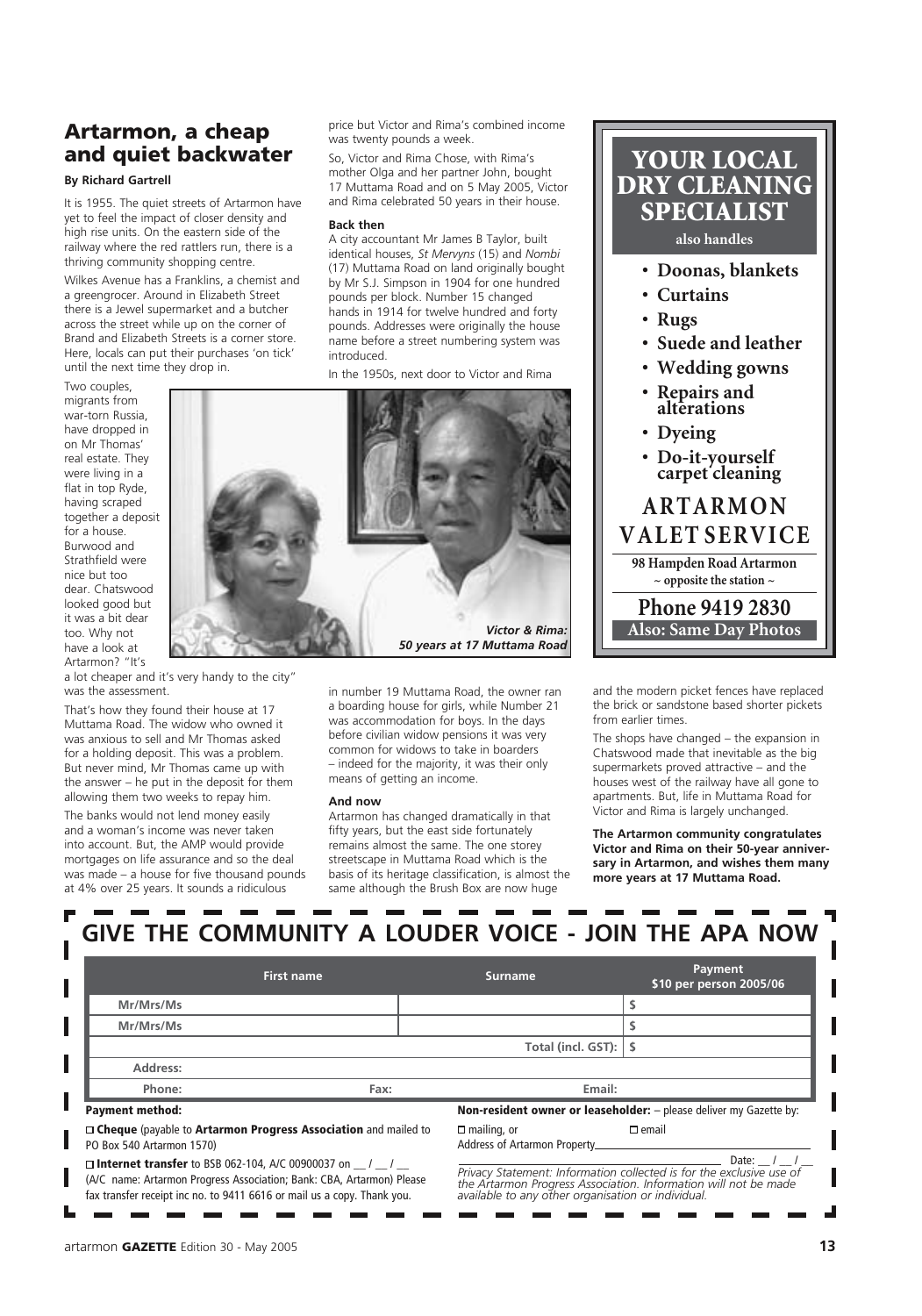## Artarmon, a cheap and quiet backwater

**By Richard Gartrell**

It is 1955. The quiet streets of Artarmon have yet to feel the impact of closer density and high rise units. On the eastern side of the railway where the red rattlers run, there is a thriving community shopping centre.

Wilkes Avenue has a Franklins, a chemist and a greengrocer. Around in Elizabeth Street there is a Jewel supermarket and a butcher across the street while up on the corner of Brand and Elizabeth Streets is a corner store. Here, locals can put their purchases 'on tick' until the next time they drop in.

Two couples, migrants from war-torn Russia, have dropped in on Mr Thomas' real estate. They were living in a flat in top Ryde, having scraped together a deposit for a house. Burwood and Strathfield were nice but too dear. Chatswood looked good but it was a bit dear too. Why not have a look at Artarmon? "It's a lot cheaper and it's very handy to the city" was the assessment.

***Victor & Rima: 50 years at 17 Muttama Road***

That's how they found their house at 17 Muttama Road. The widow who owned it was anxious to sell and Mr Thomas asked for a holding deposit. This was a problem. But never mind, Mr Thomas came up with the answer – he put in the deposit for them allowing them two weeks to repay him.

The banks would not lend money easily and a woman's income was never taken into account. But, the AMP would provide mortgages on life assurance and so the deal was made – a house for five thousand pounds at 4% over 25 years. It sounds a ridiculous price but Victor and Rima's combined income was twenty pounds a week.

So, Victor and Rima Chose, with Rima's mother Olga and her partner John, bought 17 Muttama Road and on 5 May 2005, Victor and Rima celebrated 50 years in their house.

### Back then

A city accountant Mr James B Taylor, built identical houses, *St Mervyns* (15) and *Nombi* (17) Muttama Road on land originally bought by Mr S.J. Simpson in 1904 for one hundred pounds per block. Number 15 changed hands in 1914 for twelve hundred and forty pounds. Addresses were originally the house name before a street numbering system was introduced.

In the 1950s, next door to Victor and Rima in number 19 Muttama Road, the owner ran a boarding house for girls, while Number 21 was accommodation for boys. In the days before civilian widow pensions it was very common for widows to take in boarders – indeed for the majority, it was their only means of getting an income.

### And now

Artarmon has changed dramatically in that fifty years, but the east side fortunately remains almost the same. The one storey streetscape in Muttama Road which is the basis of its heritage classification, is almost the same although the Brush Box are now huge and the modern picket fences have replaced the brick or sandstone based shorter pickets from earlier times.

The shops have changed – the expansion in Chatswood made that inevitable as the big supermarkets proved attractive – and the houses west of the railway have all gone to apartments. But, life in Muttama Road for Victor and Rima is largely unchanged.

**The Artarmon community congratulates Victor and Rima on their 50-year anniversary in Artarmon, and wishes them many more years at 17 Muttama Road.**

---

**YOUR LOCAL DRY CLEANING SPECIALIST**

**also handles**

- **Doonas, blankets**
- **Curtains**
- **Rugs**
- **Suede and leather**
- **Wedding gowns**
- **Repairs and alterations**
- **Dyeing**
- **Do-it-yourself carpet cleaning**

**ARTARMON VALET SERVICE**

**98 Hampden Road Artarmon**
**~ opposite the station ~**

**Phone 9419 2830**

**Also: Same Day Photos**

---

## GIVE THE COMMUNITY A LOUDER VOICE - JOIN THE APA NOW

| | First name | Surname | Payment $10 per person 2005/06 |
|---|---|---|---|
| Mr/Mrs/Ms | | | $ |
| Mr/Mrs/Ms | | | $ |
| | | Total (incl. GST): | $ |
| Address: | | | |
| Phone: | Fax: | Email: | |

**Payment method:**

☐ **Cheque** (payable to **Artarmon Progress Association** and mailed to PO Box 540 Artarmon 1570)

☐ **Internet transfer** to BSB 062-104, A/C 00900037 on __ / __ / __ (A/C name: Artarmon Progress Association; Bank: CBA, Artarmon) Please fax transfer receipt inc no. to 9411 6616 or mail us a copy. Thank you.

**Non-resident owner or leaseholder:** – please deliver my Gazette by:

☐ mailing, or ☐ email

Address of Artarmon Property\_\_\_\_\_\_\_\_\_\_

Date: __ / __ / __

*Privacy Statement: Information collected is for the exclusive use of the Artarmon Progress Association. Information will not be made available to any other organisation or individual.*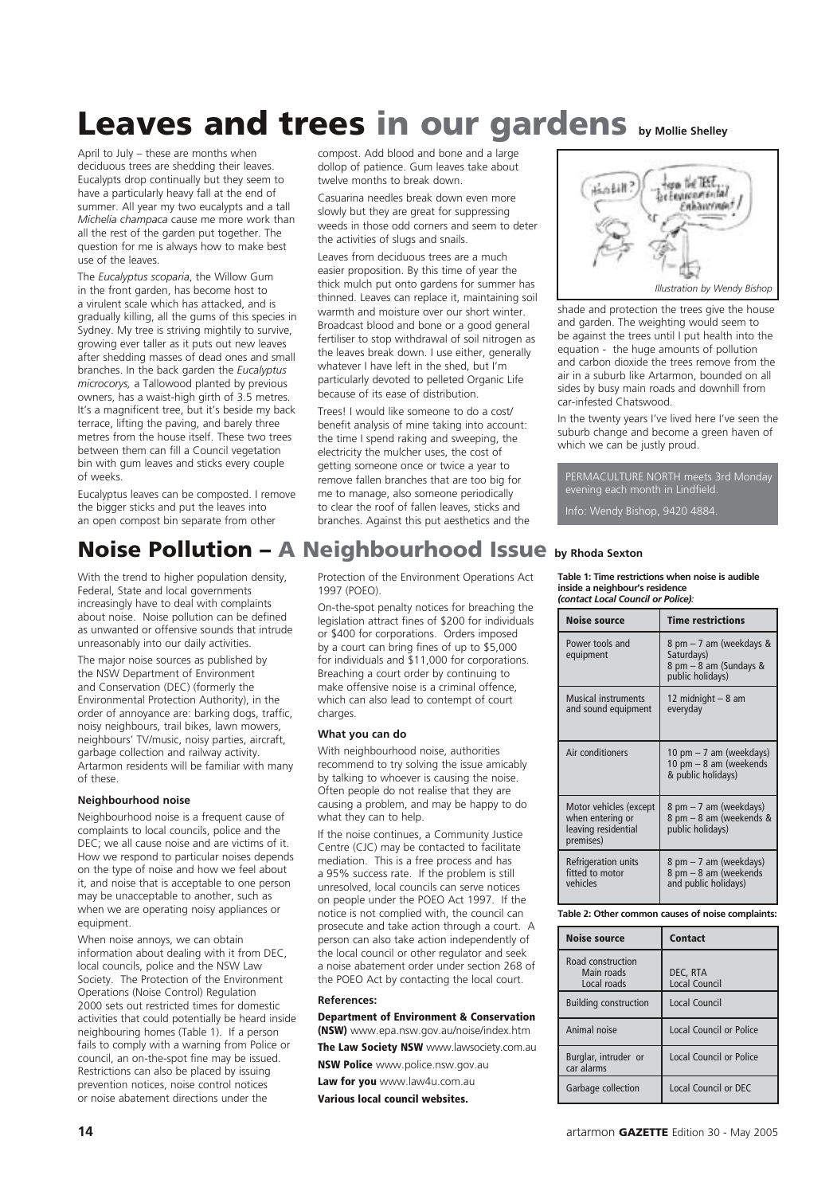# Leaves and trees in our gardens

by Mollie Shelley

April to July – these are months when deciduous trees are shedding their leaves. Eucalypts drop continually but they seem to have a particularly heavy fall at the end of summer. All year my two eucalypts and a tall *Michelia champaca* cause me more work than all the rest of the garden put together. The question for me is always how to make best use of the leaves.

The *Eucalyptus scoparia*, the Willow Gum in the front garden, has become host to a virulent scale which has attacked, and is gradually killing, all the gums of this species in Sydney. My tree is striving mightily to survive, growing ever taller as it puts out new leaves after shedding masses of dead ones and small branches. In the back garden the *Eucalyptus microcorys,* a Tallowood planted by previous owners, has a waist-high girth of 3.5 metres. It's a magnificent tree, but it's beside my back terrace, lifting the paving, and barely three metres from the house itself. These two trees between them can fill a Council vegetation bin with gum leaves and sticks every couple of weeks.

Eucalyptus leaves can be composted. I remove the bigger sticks and put the leaves into an open compost bin separate from other compost. Add blood and bone and a large dollop of patience. Gum leaves take about twelve months to break down.

Casuarina needles break down even more slowly but they are great for suppressing weeds in those odd corners and seem to deter the activities of slugs and snails.

Leaves from deciduous trees are a much easier proposition. By this time of year the thick mulch put onto gardens for summer has thinned. Leaves can replace it, maintaining soil warmth and moisture over our short winter. Broadcast blood and bone or a good general fertiliser to stop withdrawal of soil nitrogen as the leaves break down. I use either, generally whatever I have left in the shed, but I'm particularly devoted to pelleted Organic Life because of its ease of distribution.

Trees! I would like someone to do a cost/benefit analysis of mine taking into account: the time I spend raking and sweeping, the electricity the mulcher uses, the cost of getting someone once or twice a year to remove fallen branches that are too big for me to manage, also someone periodically to clear the roof of fallen leaves, sticks and branches. Against this put aesthetics and the shade and protection the trees give the house and garden. The weighting would seem to be against the trees until I put health into the equation - the huge amounts of pollution and carbon dioxide the trees remove from the air in a suburb like Artarmon, bounded on all sides by busy main roads and downhill from car-infested Chatswood.

In the twenty years I've lived here I've seen the suburb change and become a green haven of which we can be justly proud.

*Illustration by Wendy Bishop*

PERMACULTURE NORTH meets 3rd Monday evening each month in Lindfield.

Info: Wendy Bishop, 9420 4884.

# Noise Pollution – A Neighbourhood Issue

by Rhoda Sexton

With the trend to higher population density, Federal, State and local governments increasingly have to deal with complaints about noise. Noise pollution can be defined as unwanted or offensive sounds that intrude unreasonably into our daily activities.

The major noise sources as published by the NSW Department of Environment and Conservation (DEC) (formerly the Environmental Protection Authority), in the order of annoyance are: barking dogs, traffic, noisy neighbours, trail bikes, lawn mowers, neighbours' TV/music, noisy parties, aircraft, garbage collection and railway activity. Artarmon residents will be familiar with many of these.

### Neighbourhood noise

Neighbourhood noise is a frequent cause of complaints to local councils, police and the DEC; we all cause noise and are victims of it. How we respond to particular noises depends on the type of noise and how we feel about it, and noise that is acceptable to one person may be unacceptable to another, such as when we are operating noisy appliances or equipment.

When noise annoys, we can obtain information about dealing with it from DEC, local councils, police and the NSW Law Society. The Protection of the Environment Operations (Noise Control) Regulation 2000 sets out restricted times for domestic activities that could potentially be heard inside neighbouring homes (Table 1). If a person fails to comply with a warning from Police or council, an on-the-spot fine may be issued. Restrictions can also be placed by issuing prevention notices, noise control notices or noise abatement directions under the Protection of the Environment Operations Act 1997 (POEO).

On-the-spot penalty notices for breaching the legislation attract fines of $200 for individuals or $400 for corporations. Orders imposed by a court can bring fines of up to $5,000 for individuals and $11,000 for corporations. Breaching a court order by continuing to make offensive noise is a criminal offence, which can also lead to contempt of court charges.

### What you can do

With neighbourhood noise, authorities recommend to try solving the issue amicably by talking to whoever is causing the noise. Often people do not realise that they are causing a problem, and may be happy to do what they can to help.

If the noise continues, a Community Justice Centre (CJC) may be contacted to facilitate mediation. This is a free process and has a 95% success rate. If the problem is still unresolved, local councils can serve notices on people under the POEO Act 1997. If the notice is not complied with, the council can prosecute and take action through a court. A person can also take action independently of the local council or other regulator and seek a noise abatement order under section 268 of the POEO Act by contacting the local court.

### References:

**Department of Environment & Conservation (NSW)** www.epa.nsw.gov.au/noise/index.htm

**The Law Society NSW** www.lawsociety.com.au

**NSW Police** www.police.nsw.gov.au

**Law for you** www.law4u.com.au

**Various local council websites.**

**Table 1: Time restrictions when noise is audible inside a neighbour's residence *(contact Local Council or Police):***

| Noise source | Time restrictions |
|---|---|
| Power tools and equipment | 8 pm – 7 am (weekdays & Saturdays) 8 pm – 8 am (Sundays & public holidays) |
| Musical instruments and sound equipment | 12 midnight – 8 am everyday |
| Air conditioners | 10 pm – 7 am (weekdays) 10 pm – 8 am (weekends & public holidays) |
| Motor vehicles (except when entering or leaving residential premises) | 8 pm – 7 am (weekdays) 8 pm – 8 am (weekends & public holidays) |
| Refrigeration units fitted to motor vehicles | 8 pm – 7 am (weekdays) 8 pm – 8 am (weekends and public holidays) |

**Table 2: Other common causes of noise complaints:**

| Noise source | Contact |
|---|---|
| Road construction Main roads Local roads | DEC, RTA Local Council |
| Building construction | Local Council |
| Animal noise | Local Council or Police |
| Burglar, intruder or car alarms | Local Council or Police |
| Garbage collection | Local Council or DEC |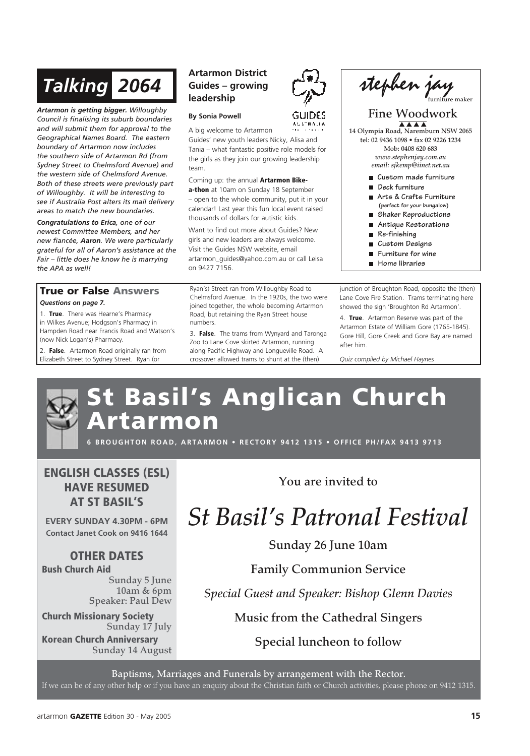## Talking 2064

***Artarmon is getting bigger.** Willoughby Council is finalising its suburb boundaries and will submit them for approval to the Geographical Names Board. The eastern boundary of Artarmon now includes the southern side of Artarmon Rd (from Sydney Street to Chelmsford Avenue) and the western side of Chelmsford Avenue. Both of these streets were previously part of Willoughby. It will be interesting to see if Australia Post alters its mail delivery areas to match the new boundaries.*

***Congratulations to Erica**, one of our newest Committee Members, and her new fiancée, **Aaron**. We were particularly grateful for all of Aaron's assistance at the Fair – little does he know he is marrying the APA as well!*

## Artarmon District Guides – growing leadership

**By Sonia Powell**

A big welcome to Artarmon Guides' new youth leaders Nicky, Alisa and Tania – what fantastic positive role models for the girls as they join our growing leadership team.

Coming up: the annual **Artarmon Bike-a-thon** at 10am on Sunday 18 September – open to the whole community, put it in your calendar! Last year this fun local event raised thousands of dollars for autistic kids.

Want to find out more about Guides? New girls and new leaders are always welcome. Visit the Guides NSW website, email artarmon_guides@yahoo.com.au or call Leisa on 9427 7156.

**stephen jay** furniture maker

**Fine Woodwork**

14 Olympia Road, Naremburn NSW 2065
tel: 02 9436 1098 • fax 02 9226 1234
Mob: 0408 620 683
*www.stephenjay.com.au*
*email: sjkemp@iinet.net.au*

- Custom made furniture
- Deck furniture
- Arts & Crafts Furniture (perfect for your bungalow)
- Shaker Reproductions
- Antique Restorations
- Re-finishing
- Custom Designs
- Furniture for wine
- Home libraries

## True or False Answers

***Questions on page 7.***

1. **True**. There was Hearne's Pharmacy in Wilkes Avenue; Hodgson's Pharmacy in Hampden Road near Francis Road and Watson's (now Nick Logan's) Pharmacy.

2. **False**. Artarmon Road originally ran from Elizabeth Street to Sydney Street. Ryan (or Ryan's) Street ran from Willoughby Road to Chelmsford Avenue. In the 1920s, the two were joined together, the whole becoming Artarmon Road, but retaining the Ryan Street house numbers.

3. **False**. The trams from Wynyard and Taronga Zoo to Lane Cove skirted Artarmon, running along Pacific Highway and Longueville Road. A crossover allowed trams to shunt at the (then) junction of Broughton Road, opposite the (then) Lane Cove Fire Station. Trams terminating here showed the sign 'Broughton Rd Artarmon'.

4. **True**. Artarmon Reserve was part of the Artarmon Estate of William Gore (1765-1845). Gore Hill, Gore Creek and Gore Bay are named after him.

*Quiz compiled by Michael Haynes*

# St Basil's Anglican Church Artarmon

**6 BROUGHTON ROAD, ARTARMON • RECTORY 9412 1315 • OFFICE PH/FAX 9413 9713**

### ENGLISH CLASSES (ESL) HAVE RESUMED AT ST BASIL'S

**EVERY SUNDAY 4.30PM - 6PM**
**Contact Janet Cook on 9416 1644**

### OTHER DATES

**Bush Church Aid**
Sunday 5 June
10am & 6pm
Speaker: Paul Dew

**Church Missionary Society**
Sunday 17 July

**Korean Church Anniversary**
Sunday 14 August

You are invited to

## *St Basil's Patronal Festival*

**Sunday 26 June 10am**

Family Communion Service

*Special Guest and Speaker: Bishop Glenn Davies*

Music from the Cathedral Singers

Special luncheon to follow

**Baptisms, Marriages and Funerals by arrangement with the Rector.**

If we can be of any other help or if you have an enquiry about the Christian faith or Church activities, please phone on 9412 1315.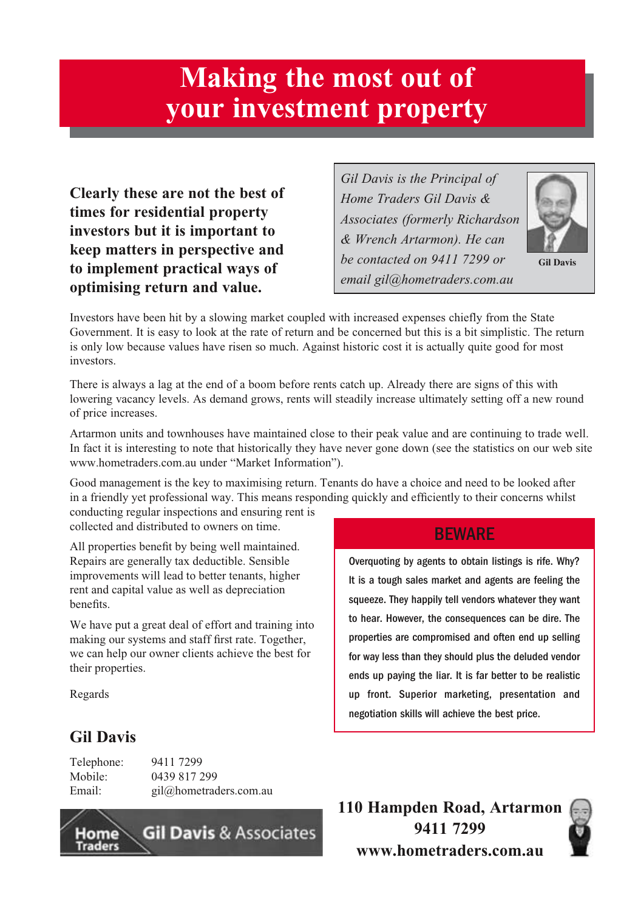# Making the most out of your investment property

**Clearly these are not the best of times for residential property investors but it is important to keep matters in perspective and to implement practical ways of optimising return and value.**

*Gil Davis is the Principal of Home Traders Gil Davis & Associates (formerly Richardson & Wrench Artarmon). He can be contacted on 9411 7299 or email gil@hometraders.com.au*

Gil Davis

Investors have been hit by a slowing market coupled with increased expenses chiefly from the State Government. It is easy to look at the rate of return and be concerned but this is a bit simplistic. The return is only low because values have risen so much. Against historic cost it is actually quite good for most investors.

There is always a lag at the end of a boom before rents catch up. Already there are signs of this with lowering vacancy levels. As demand grows, rents will steadily increase ultimately setting off a new round of price increases.

Artarmon units and townhouses have maintained close to their peak value and are continuing to trade well. In fact it is interesting to note that historically they have never gone down (see the statistics on our web site www.hometraders.com.au under "Market Information").

Good management is the key to maximising return. Tenants do have a choice and need to be looked after in a friendly yet professional way. This means responding quickly and efficiently to their concerns whilst conducting regular inspections and ensuring rent is collected and distributed to owners on time.

All properties benefit by being well maintained. Repairs are generally tax deductible. Sensible improvements will lead to better tenants, higher rent and capital value as well as depreciation benefits.

We have put a great deal of effort and training into making our systems and staff first rate. Together, we can help our owner clients achieve the best for their properties.

Regards

## Gil Davis

Telephone: 9411 7299
Mobile: 0439 817 299
Email: gil@hometraders.com.au

## BEWARE

Overquoting by agents to obtain listings is rife. Why? It is a tough sales market and agents are feeling the squeeze. They happily tell vendors whatever they want to hear. However, the consequences can be dire. The properties are compromised and often end up selling for way less than they should plus the deluded vendor ends up paying the liar. It is far better to be realistic up front. Superior marketing, presentation and negotiation skills will achieve the best price.

Home Traders Gil Davis & Associates

**110 Hampden Road, Artarmon**
**9411 7299**
**www.hometraders.com.au**